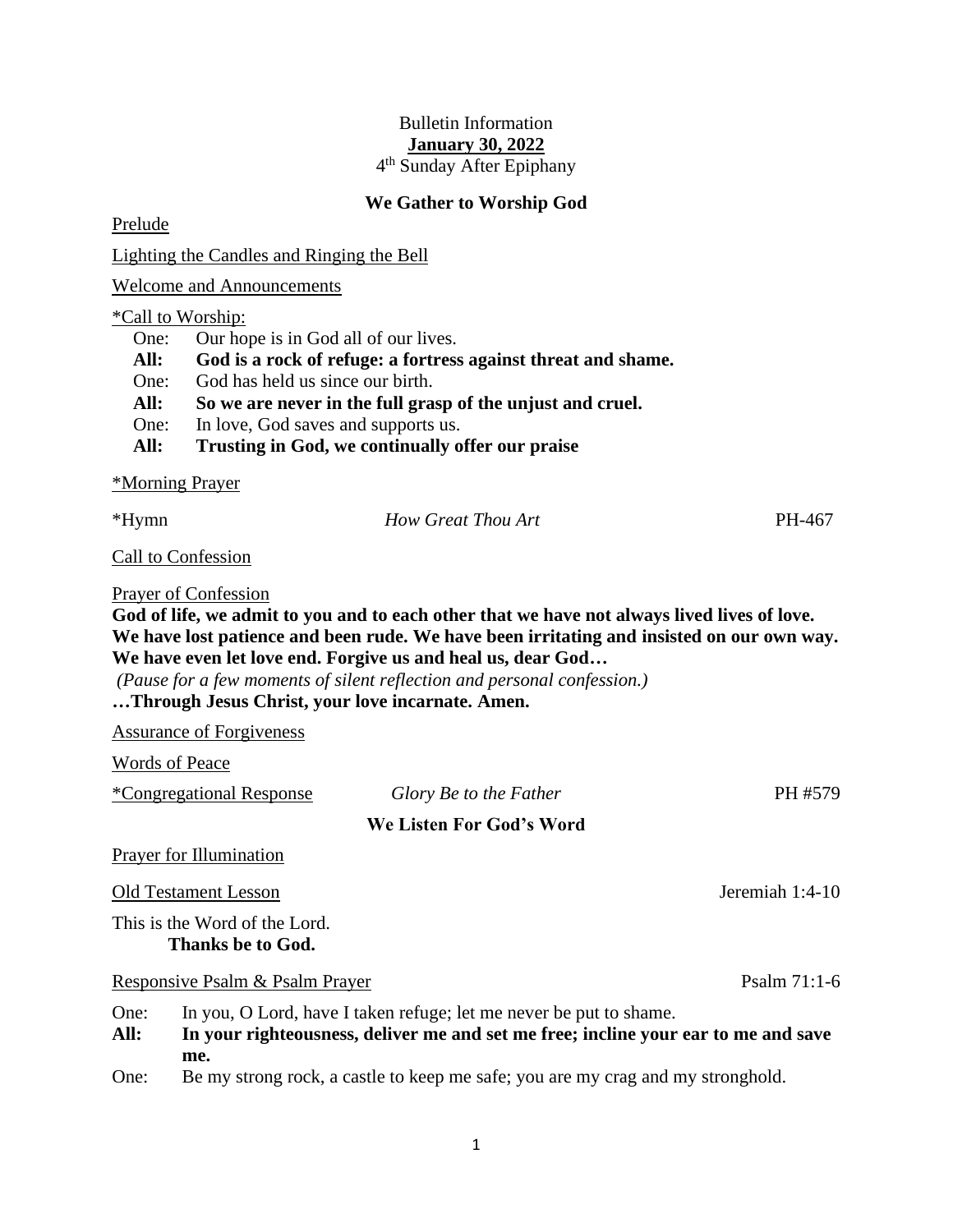Bulletin Information

**January 30, 2022**

4th Sunday After Epiphany

## We Gather to Worship God

Prelude

Lighting the Candles and Ringing the Bell

Welcome and Announcements

*Call to Worship:

One: Our hope is in God all of our lives.
**All: God is a rock of refuge: a fortress against threat and shame.**
One: God has held us since our birth.
**All: So we are never in the full grasp of the unjust and cruel.**
One: In love, God saves and supports us.
**All: Trusting in God, we continually offer our praise**

*Morning Prayer

*Hymn *How Great Thou Art* PH-467

Call to Confession

Prayer of Confession

**God of life, we admit to you and to each other that we have not always lived lives of love. We have lost patience and been rude. We have been irritating and insisted on our own way. We have even let love end. Forgive us and heal us, dear God…**

*(Pause for a few moments of silent reflection and personal confession.)*

**…Through Jesus Christ, your love incarnate. Amen.**

Assurance of Forgiveness

Words of Peace

*Congregational Response *Glory Be to the Father* PH #579

## We Listen For God's Word

Prayer for Illumination

Old Testament Lesson Jeremiah 1:4-10

This is the Word of the Lord.
**Thanks be to God.**

Responsive Psalm & Psalm Prayer Psalm 71:1-6

One: In you, O Lord, have I taken refuge; let me never be put to shame.
**All: In your righteousness, deliver me and set me free; incline your ear to me and save me.**
One: Be my strong rock, a castle to keep me safe; you are my crag and my stronghold.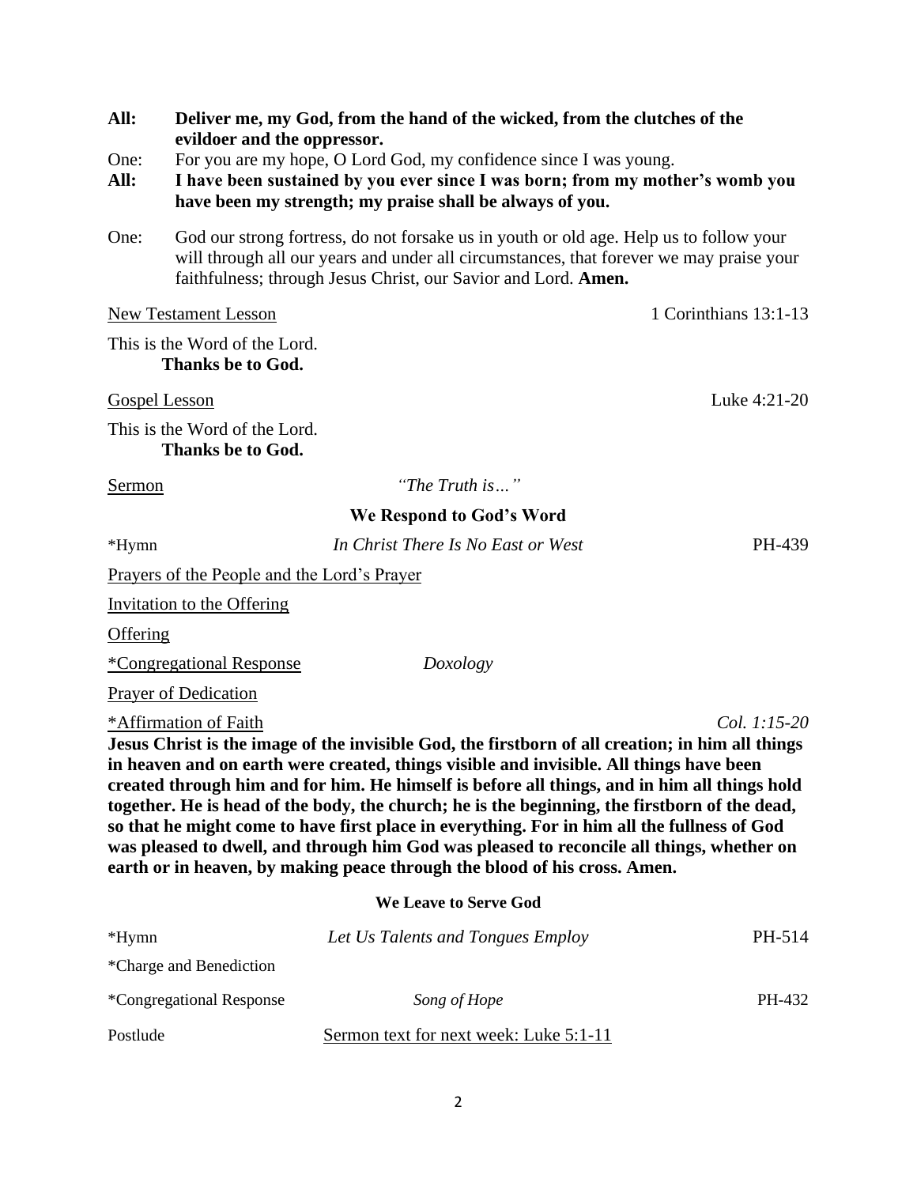**All:** **Deliver me, my God, from the hand of the wicked, from the clutches of the evildoer and the oppressor.**

One: For you are my hope, O Lord God, my confidence since I was young.

**All:** **I have been sustained by you ever since I was born; from my mother's womb you have been my strength; my praise shall be always of you.**

One: God our strong fortress, do not forsake us in youth or old age. Help us to follow your will through all our years and under all circumstances, that forever we may praise your faithfulness; through Jesus Christ, our Savior and Lord. **Amen.**

New Testament Lesson — 1 Corinthians 13:1-13

This is the Word of the Lord.
**Thanks be to God.**

Gospel Lesson — Luke 4:21-20

This is the Word of the Lord.
**Thanks be to God.**

Sermon — *"The Truth is…"*

### We Respond to God's Word

*Hymn — *In Christ There Is No East or West* — PH-439

Prayers of the People and the Lord's Prayer

Invitation to the Offering

Offering

*Congregational Response — *Doxology*

Prayer of Dedication

*Affirmation of Faith — *Col. 1:15-20*

**Jesus Christ is the image of the invisible God, the firstborn of all creation; in him all things in heaven and on earth were created, things visible and invisible. All things have been created through him and for him. He himself is before all things, and in him all things hold together. He is head of the body, the church; he is the beginning, the firstborn of the dead, so that he might come to have first place in everything. For in him all the fullness of God was pleased to dwell, and through him God was pleased to reconcile all things, whether on earth or in heaven, by making peace through the blood of his cross. Amen.**

### We Leave to Serve God

*Hymn — *Let Us Talents and Tongues Employ* — PH-514

*Charge and Benediction

*Congregational Response — *Song of Hope* — PH-432

Postlude — Sermon text for next week: Luke 5:1-11